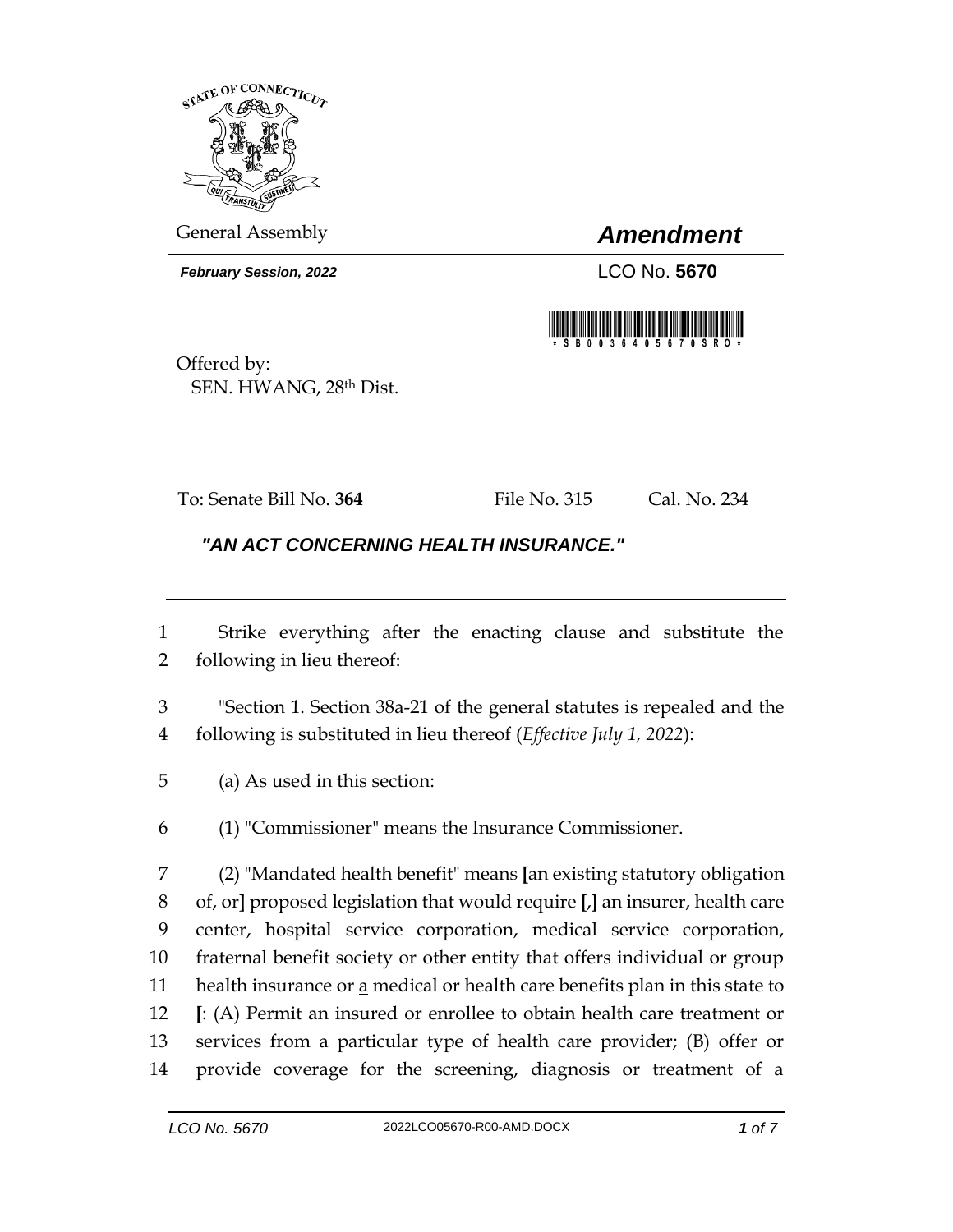General Assembly

# *Amendment*

***February Session, 2022***

LCO No. **5670**

Offered by:
SEN. HWANG, 28th Dist.

To: Senate Bill No. **364** File No. 315 Cal. No. 234

## *"AN ACT CONCERNING HEALTH INSURANCE."*

---

1 Strike everything after the enacting clause and substitute the
2 following in lieu thereof:

3 "Section 1. Section 38a-21 of the general statutes is repealed and the
4 following is substituted in lieu thereof (*Effective July 1, 2022*):

5 (a) As used in this section:

6 (1) "Commissioner" means the Insurance Commissioner.

7 (2) "Mandated health benefit" means **[**an existing statutory obligation
8 of, or**]** proposed legislation that would require **[**,**]** an insurer, health care
9 center, hospital service corporation, medical service corporation,
10 fraternal benefit society or other entity that offers individual or group
11 health insurance or <u>a</u> medical or health care benefits plan in this state to
12 **[**: (A) Permit an insured or enrollee to obtain health care treatment or
13 services from a particular type of health care provider; (B) offer or
14 provide coverage for the screening, diagnosis or treatment of a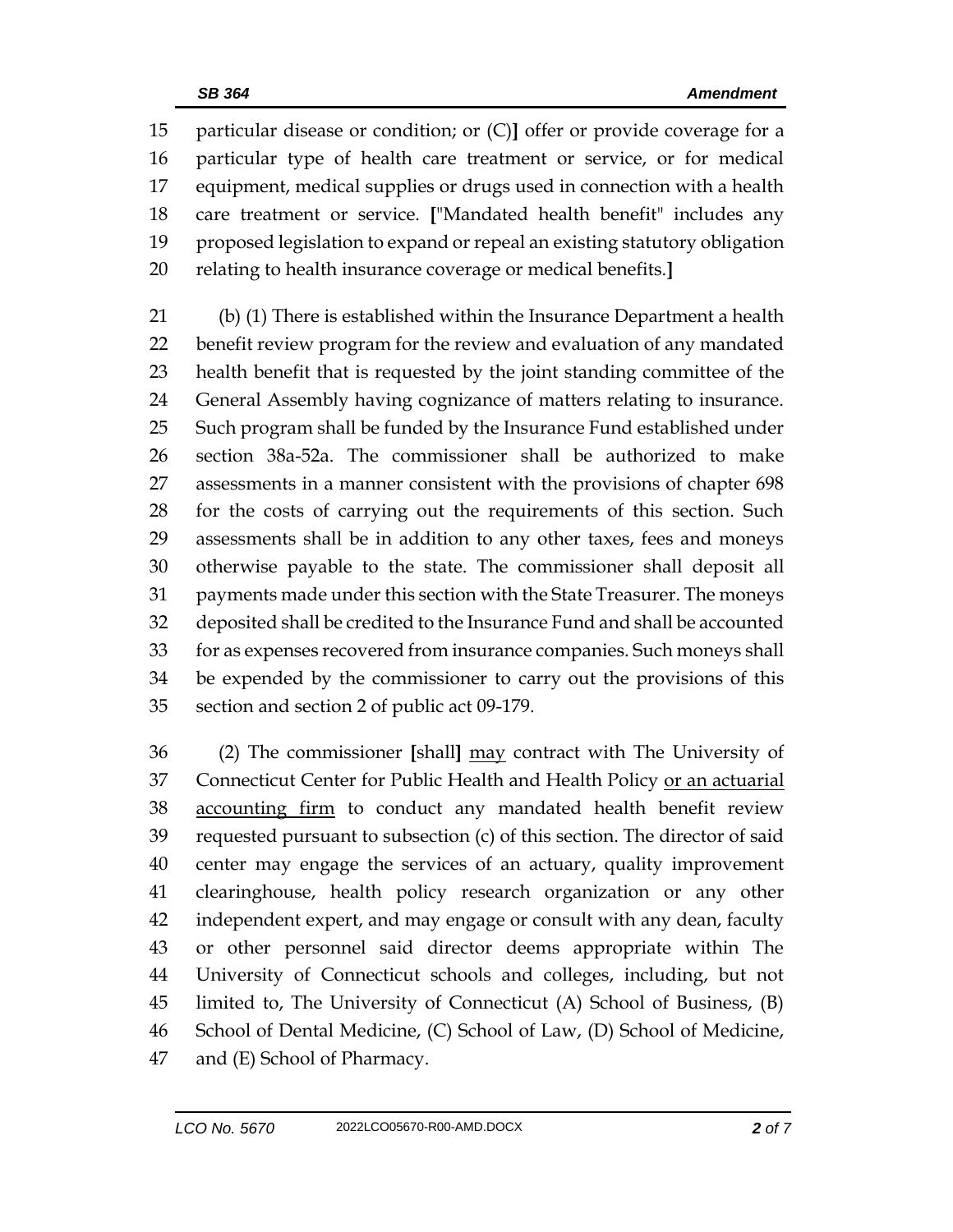particular disease or condition; or (C)] offer or provide coverage for a particular type of health care treatment or service, or for medical equipment, medical supplies or drugs used in connection with a health care treatment or service. ["Mandated health benefit" includes any proposed legislation to expand or repeal an existing statutory obligation relating to health insurance coverage or medical benefits.]

(b) (1) There is established within the Insurance Department a health benefit review program for the review and evaluation of any mandated health benefit that is requested by the joint standing committee of the General Assembly having cognizance of matters relating to insurance. Such program shall be funded by the Insurance Fund established under section 38a-52a. The commissioner shall be authorized to make assessments in a manner consistent with the provisions of chapter 698 for the costs of carrying out the requirements of this section. Such assessments shall be in addition to any other taxes, fees and moneys otherwise payable to the state. The commissioner shall deposit all payments made under this section with the State Treasurer. The moneys deposited shall be credited to the Insurance Fund and shall be accounted for as expenses recovered from insurance companies. Such moneys shall be expended by the commissioner to carry out the provisions of this section and section 2 of public act 09-179.

(2) The commissioner [shall] <u>may</u> contract with The University of Connecticut Center for Public Health and Health Policy <u>or an actuarial accounting firm</u> to conduct any mandated health benefit review requested pursuant to subsection (c) of this section. The director of said center may engage the services of an actuary, quality improvement clearinghouse, health policy research organization or any other independent expert, and may engage or consult with any dean, faculty or other personnel said director deems appropriate within The University of Connecticut schools and colleges, including, but not limited to, The University of Connecticut (A) School of Business, (B) School of Dental Medicine, (C) School of Law, (D) School of Medicine, and (E) School of Pharmacy.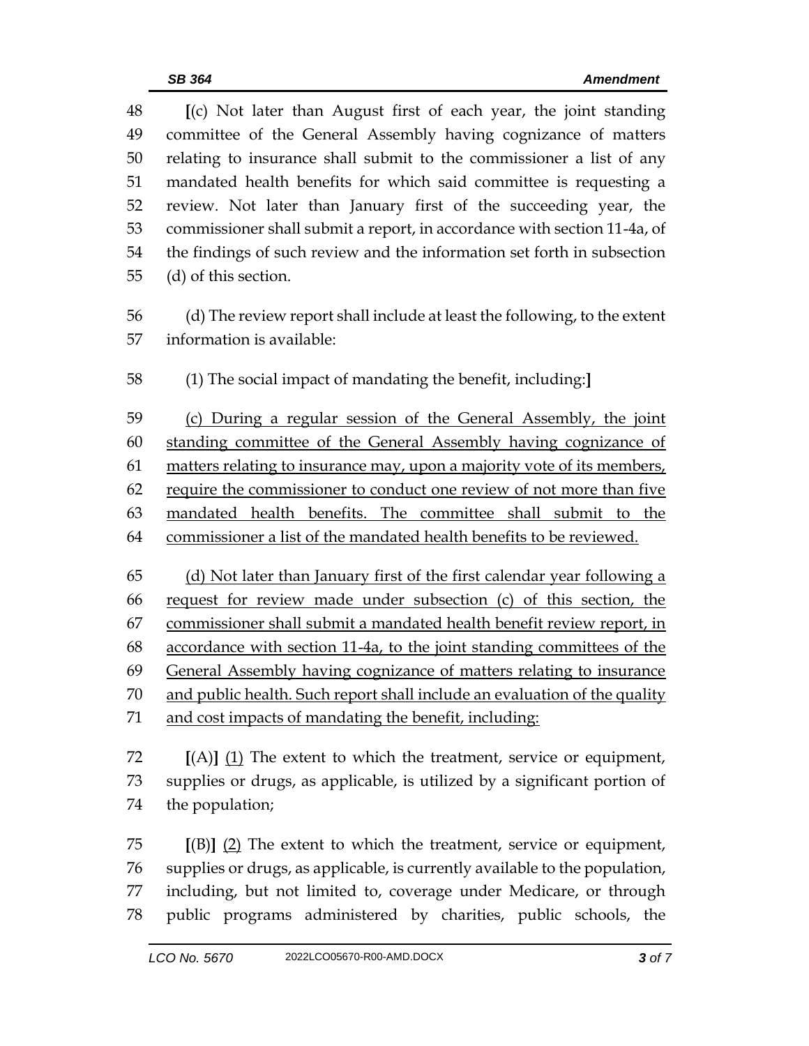[(c) Not later than August first of each year, the joint standing committee of the General Assembly having cognizance of matters relating to insurance shall submit to the commissioner a list of any mandated health benefits for which said committee is requesting a review. Not later than January first of the succeeding year, the commissioner shall submit a report, in accordance with section 11-4a, of the findings of such review and the information set forth in subsection (d) of this section.

(d) The review report shall include at least the following, to the extent information is available:

(1) The social impact of mandating the benefit, including:]

<u>(c) During a regular session of the General Assembly, the joint standing committee of the General Assembly having cognizance of matters relating to insurance may, upon a majority vote of its members, require the commissioner to conduct one review of not more than five mandated health benefits. The committee shall submit to the commissioner a list of the mandated health benefits to be reviewed.</u>

<u>(d) Not later than January first of the first calendar year following a request for review made under subsection (c) of this section, the commissioner shall submit a mandated health benefit review report, in accordance with section 11-4a, to the joint standing committees of the General Assembly having cognizance of matters relating to insurance and public health. Such report shall include an evaluation of the quality and cost impacts of mandating the benefit, including:</u>

[(A)] <u>(1)</u> The extent to which the treatment, service or equipment, supplies or drugs, as applicable, is utilized by a significant portion of the population;

[(B)] <u>(2)</u> The extent to which the treatment, service or equipment, supplies or drugs, as applicable, is currently available to the population, including, but not limited to, coverage under Medicare, or through public programs administered by charities, public schools, the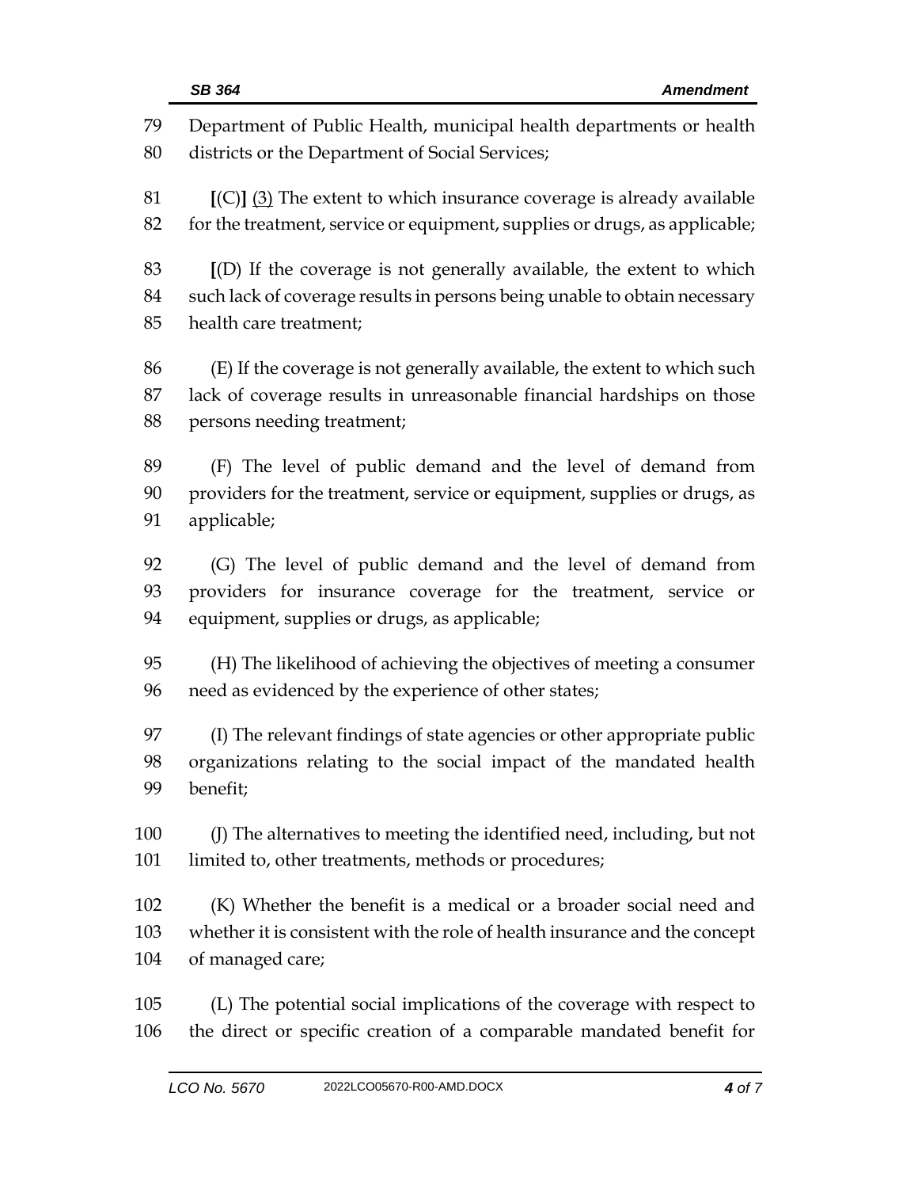79 Department of Public Health, municipal health departments or health
80 districts or the Department of Social Services;

81 [(C)] (3) The extent to which insurance coverage is already available
82 for the treatment, service or equipment, supplies or drugs, as applicable;

83 [(D) If the coverage is not generally available, the extent to which
84 such lack of coverage results in persons being unable to obtain necessary
85 health care treatment;

86 (E) If the coverage is not generally available, the extent to which such
87 lack of coverage results in unreasonable financial hardships on those
88 persons needing treatment;

89 (F) The level of public demand and the level of demand from
90 providers for the treatment, service or equipment, supplies or drugs, as
91 applicable;

92 (G) The level of public demand and the level of demand from
93 providers for insurance coverage for the treatment, service or
94 equipment, supplies or drugs, as applicable;

95 (H) The likelihood of achieving the objectives of meeting a consumer
96 need as evidenced by the experience of other states;

97 (I) The relevant findings of state agencies or other appropriate public
98 organizations relating to the social impact of the mandated health
99 benefit;

100 (J) The alternatives to meeting the identified need, including, but not
101 limited to, other treatments, methods or procedures;

102 (K) Whether the benefit is a medical or a broader social need and
103 whether it is consistent with the role of health insurance and the concept
104 of managed care;

105 (L) The potential social implications of the coverage with respect to
106 the direct or specific creation of a comparable mandated benefit for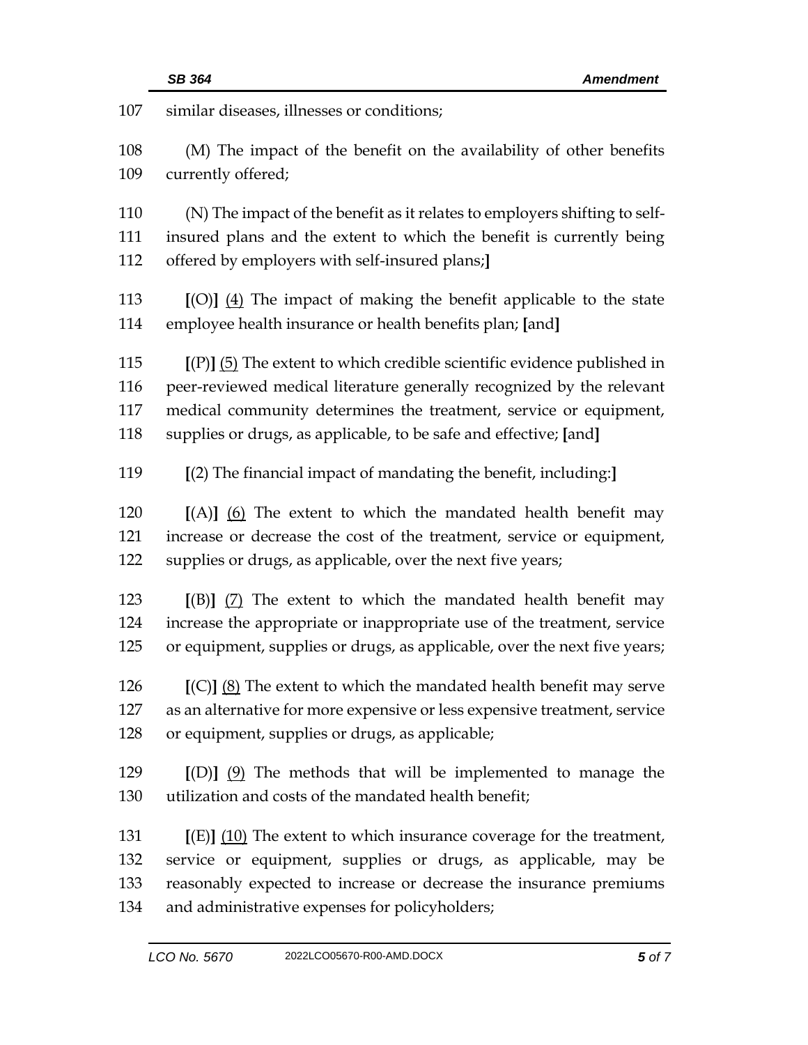similar diseases, illnesses or conditions;

(M) The impact of the benefit on the availability of other benefits currently offered;

(N) The impact of the benefit as it relates to employers shifting to self-insured plans and the extent to which the benefit is currently being offered by employers with self-insured plans;]

[(O)] (4) The impact of making the benefit applicable to the state employee health insurance or health benefits plan; [and]

[(P)] (5) The extent to which credible scientific evidence published in peer-reviewed medical literature generally recognized by the relevant medical community determines the treatment, service or equipment, supplies or drugs, as applicable, to be safe and effective; [and]

[(2) The financial impact of mandating the benefit, including:]

[(A)] (6) The extent to which the mandated health benefit may increase or decrease the cost of the treatment, service or equipment, supplies or drugs, as applicable, over the next five years;

[(B)] (7) The extent to which the mandated health benefit may increase the appropriate or inappropriate use of the treatment, service or equipment, supplies or drugs, as applicable, over the next five years;

[(C)] (8) The extent to which the mandated health benefit may serve as an alternative for more expensive or less expensive treatment, service or equipment, supplies or drugs, as applicable;

[(D)] (9) The methods that will be implemented to manage the utilization and costs of the mandated health benefit;

[(E)] (10) The extent to which insurance coverage for the treatment, service or equipment, supplies or drugs, as applicable, may be reasonably expected to increase or decrease the insurance premiums and administrative expenses for policyholders;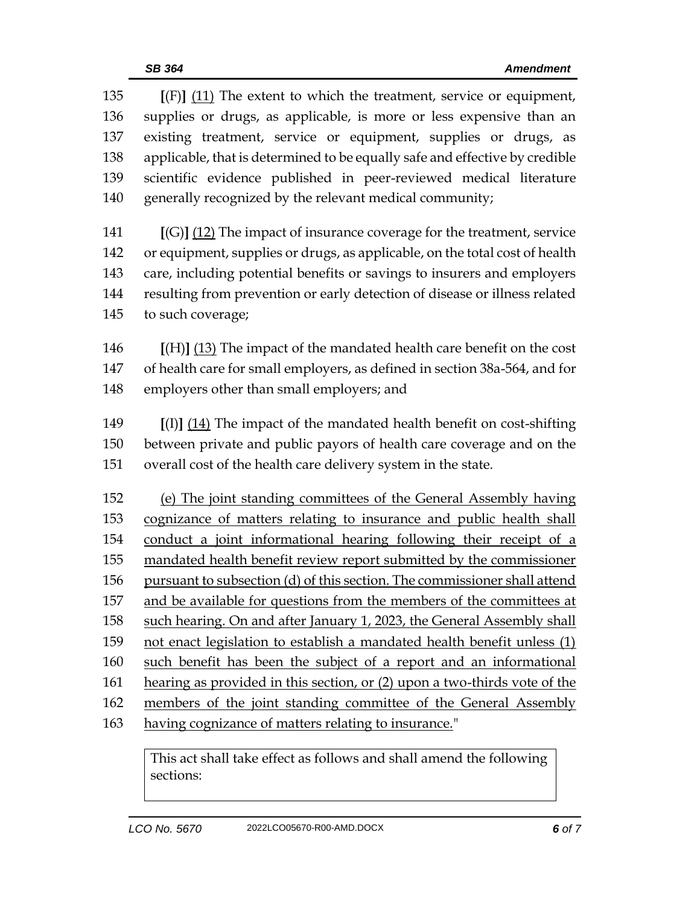135 **[**(F)**]** <u>(11)</u> The extent to which the treatment, service or equipment,
136 supplies or drugs, as applicable, is more or less expensive than an
137 existing treatment, service or equipment, supplies or drugs, as
138 applicable, that is determined to be equally safe and effective by credible
139 scientific evidence published in peer-reviewed medical literature
140 generally recognized by the relevant medical community;

141 **[**(G)**]** <u>(12)</u> The impact of insurance coverage for the treatment, service
142 or equipment, supplies or drugs, as applicable, on the total cost of health
143 care, including potential benefits or savings to insurers and employers
144 resulting from prevention or early detection of disease or illness related
145 to such coverage;

146 **[**(H)**]** <u>(13)</u> The impact of the mandated health care benefit on the cost
147 of health care for small employers, as defined in section 38a-564, and for
148 employers other than small employers; and

149 **[**(I)**]** <u>(14)</u> The impact of the mandated health benefit on cost-shifting
150 between private and public payors of health care coverage and on the
151 overall cost of the health care delivery system in the state.

152 <u>(e) The joint standing committees of the General Assembly having</u>
153 <u>cognizance of matters relating to insurance and public health shall</u>
154 <u>conduct a joint informational hearing following their receipt of a</u>
155 <u>mandated health benefit review report submitted by the commissioner</u>
156 <u>pursuant to subsection (d) of this section. The commissioner shall attend</u>
157 <u>and be available for questions from the members of the committees at</u>
158 <u>such hearing. On and after January 1, 2023, the General Assembly shall</u>
159 <u>not enact legislation to establish a mandated health benefit unless (1)</u>
160 <u>such benefit has been the subject of a report and an informational</u>
161 <u>hearing as provided in this section, or (2) upon a two-thirds vote of the</u>
162 <u>members of the joint standing committee of the General Assembly</u>
163 <u>having cognizance of matters relating to insurance.</u>"

| This act shall take effect as follows and shall amend the following sections: |
|---|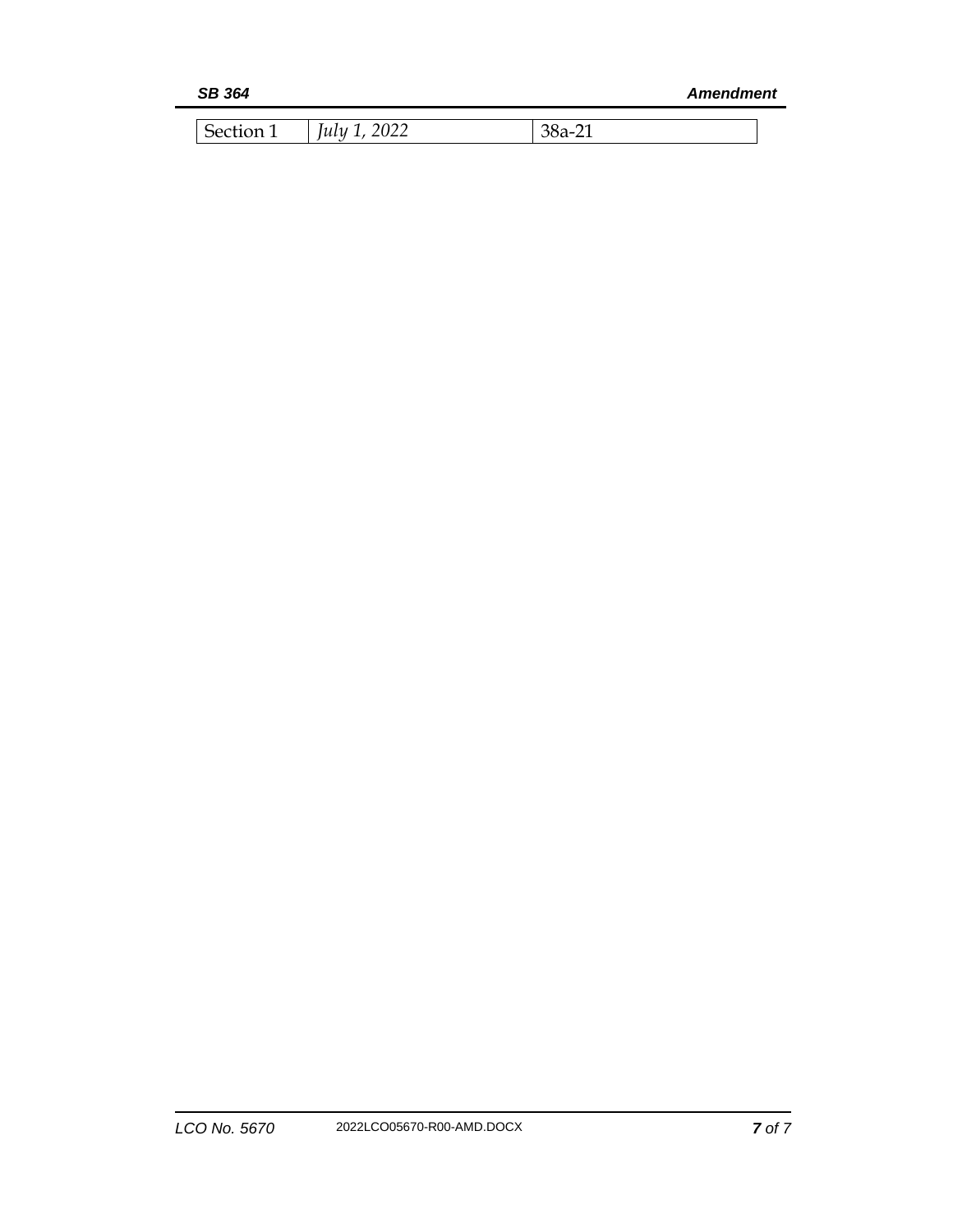| | | |
|---|---|---|
| Section 1 | *July 1, 2022* | 38a-21 |